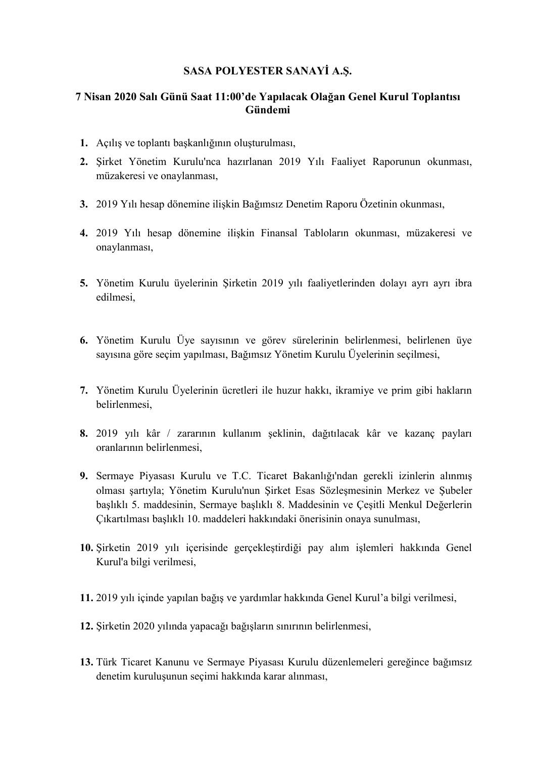**SASA POLYESTER SANAYİ A.Ş.**

**7 Nisan 2020 Salı Günü Saat 11:00'de Yapılacak Olağan Genel Kurul Toplantısı Gündemi**

1. Açılış ve toplantı başkanlığının oluşturulması,
2. Şirket Yönetim Kurulu'nca hazırlanan 2019 Yılı Faaliyet Raporunun okunması, müzakeresi ve onaylanması,
3. 2019 Yılı hesap dönemine ilişkin Bağımsız Denetim Raporu Özetinin okunması,
4. 2019 Yılı hesap dönemine ilişkin Finansal Tabloların okunması, müzakeresi ve onaylanması,
5. Yönetim Kurulu üyelerinin Şirketin 2019 yılı faaliyetlerinden dolayı ayrı ayrı ibra edilmesi,
6. Yönetim Kurulu Üye sayısının ve görev sürelerinin belirlenmesi, belirlenen üye sayısına göre seçim yapılması, Bağımsız Yönetim Kurulu Üyelerinin seçilmesi,
7. Yönetim Kurulu Üyelerinin ücretleri ile huzur hakkı, ikramiye ve prim gibi hakların belirlenmesi,
8. 2019 yılı kâr / zararının kullanım şeklinin, dağıtılacak kâr ve kazanç payları oranlarının belirlenmesi,
9. Sermaye Piyasası Kurulu ve T.C. Ticaret Bakanlığı'ndan gerekli izinlerin alınmış olması şartıyla; Yönetim Kurulu'nun Şirket Esas Sözleşmesinin Merkez ve Şubeler başlıklı 5. maddesinin, Sermaye başlıklı 8. Maddesinin ve Çeşitli Menkul Değerlerin Çıkartılması başlıklı 10. maddeleri hakkındaki önerisinin onaya sunulması,
10. Şirketin 2019 yılı içerisinde gerçekleştirdiği pay alım işlemleri hakkında Genel Kurul'a bilgi verilmesi,
11. 2019 yılı içinde yapılan bağış ve yardımlar hakkında Genel Kurul'a bilgi verilmesi,
12. Şirketin 2020 yılında yapacağı bağışların sınırının belirlenmesi,
13. Türk Ticaret Kanunu ve Sermaye Piyasası Kurulu düzenlemeleri gereğince bağımsız denetim kuruluşunun seçimi hakkında karar alınması,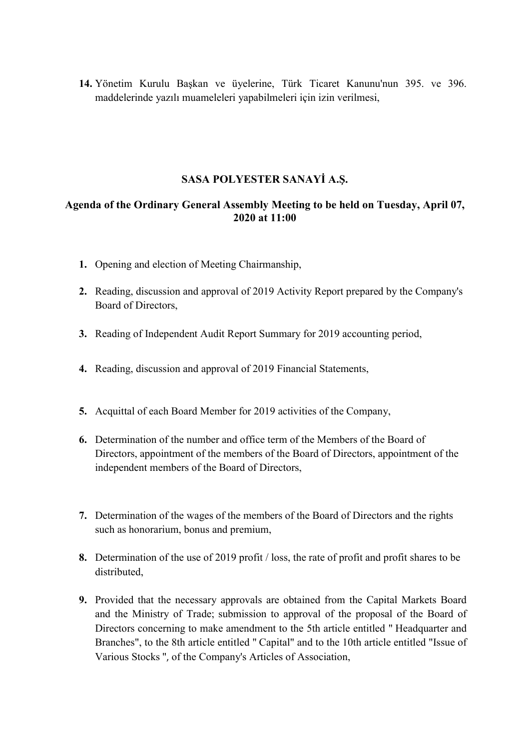14. Yönetim Kurulu Başkan ve üyelerine, Türk Ticaret Kanunu'nun 395. ve 396. maddelerinde yazılı muameleleri yapabilmeleri için izin verilmesi,

## SASA POLYESTER SANAYİ A.Ş.

### Agenda of the Ordinary General Assembly Meeting to be held on Tuesday, April 07, 2020 at 11:00

1. Opening and election of Meeting Chairmanship,
2. Reading, discussion and approval of 2019 Activity Report prepared by the Company's Board of Directors,
3. Reading of Independent Audit Report Summary for 2019 accounting period,
4. Reading, discussion and approval of 2019 Financial Statements,
5. Acquittal of each Board Member for 2019 activities of the Company,
6. Determination of the number and office term of the Members of the Board of Directors, appointment of the members of the Board of Directors, appointment of the independent members of the Board of Directors,
7. Determination of the wages of the members of the Board of Directors and the rights such as honorarium, bonus and premium,
8. Determination of the use of 2019 profit / loss, the rate of profit and profit shares to be distributed,
9. Provided that the necessary approvals are obtained from the Capital Markets Board and the Ministry of Trade; submission to approval of the proposal of the Board of Directors concerning to make amendment to the 5th article entitled " Headquarter and Branches", to the 8th article entitled " Capital" and to the 10th article entitled "Issue of Various Stocks ", of the Company's Articles of Association,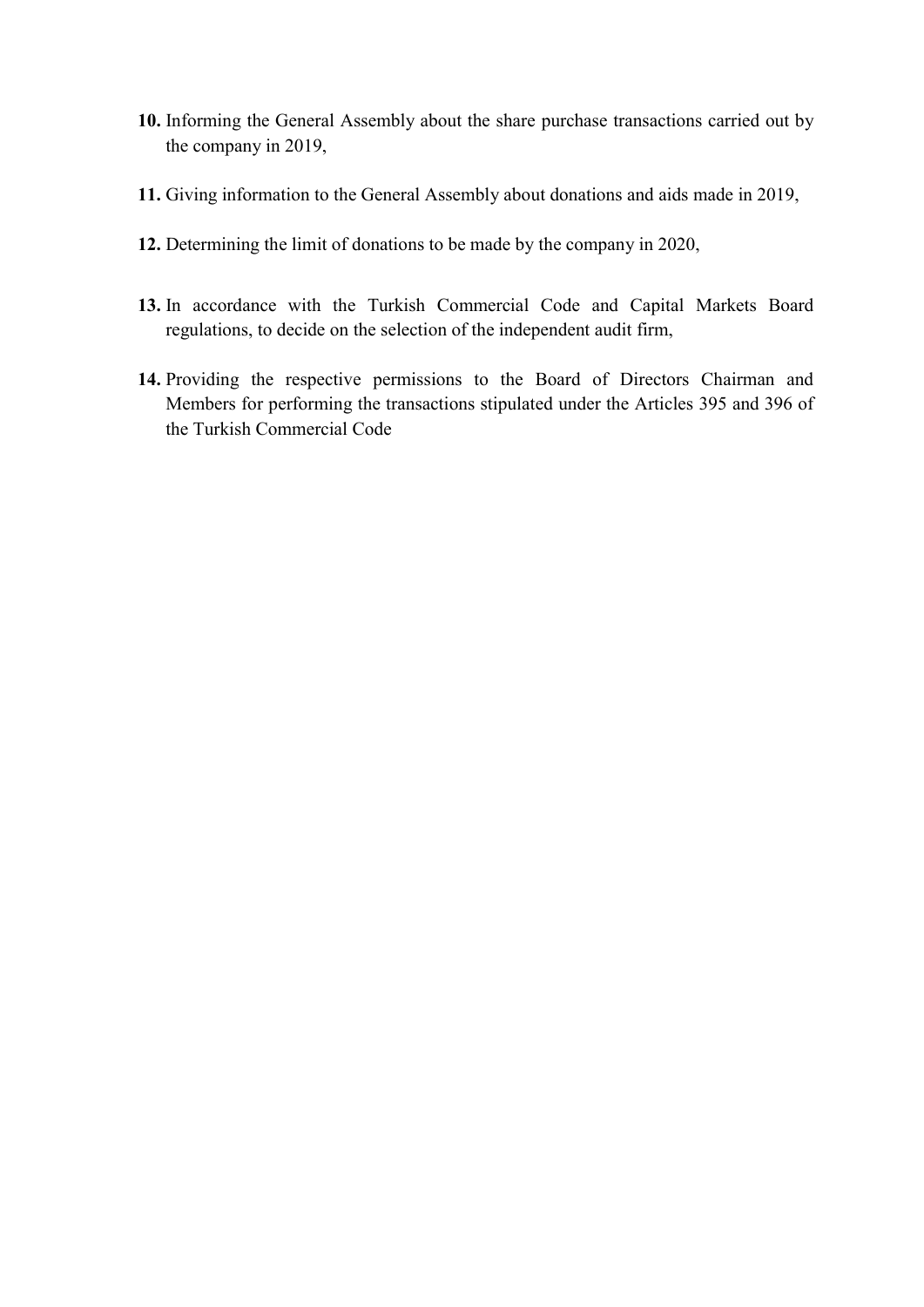10. Informing the General Assembly about the share purchase transactions carried out by the company in 2019,

11. Giving information to the General Assembly about donations and aids made in 2019,

12. Determining the limit of donations to be made by the company in 2020,

13. In accordance with the Turkish Commercial Code and Capital Markets Board regulations, to decide on the selection of the independent audit firm,

14. Providing the respective permissions to the Board of Directors Chairman and Members for performing the transactions stipulated under the Articles 395 and 396 of the Turkish Commercial Code